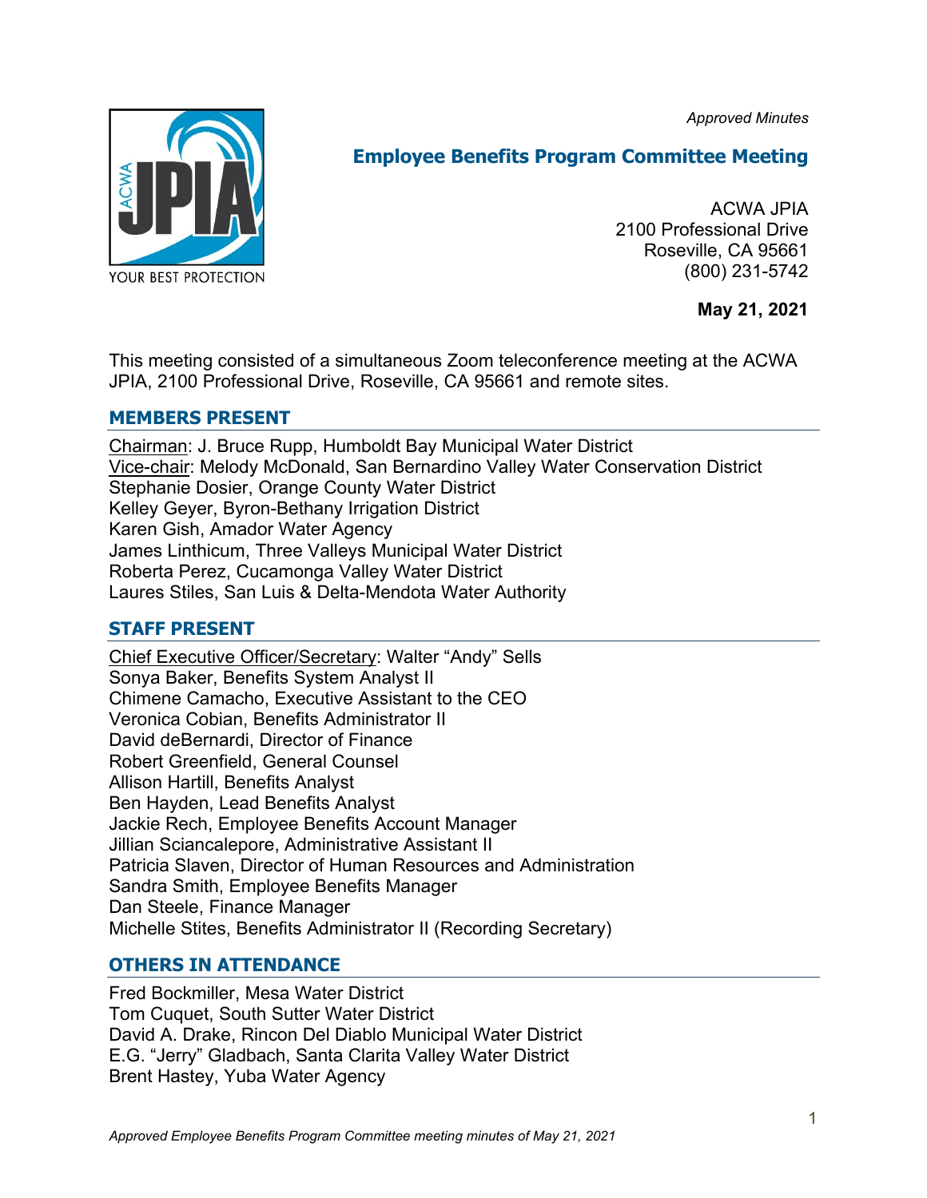*Approved Minutes*

# Employee Benefits Program Committee Meeting

ACWA JPIA
2100 Professional Drive
Roseville, CA 95661
(800) 231-5742

**May 21, 2021**

This meeting consisted of a simultaneous Zoom teleconference meeting at the ACWA JPIA, 2100 Professional Drive, Roseville, CA 95661 and remote sites.

## MEMBERS PRESENT

Chairman: J. Bruce Rupp, Humboldt Bay Municipal Water District
Vice-chair: Melody McDonald, San Bernardino Valley Water Conservation District
Stephanie Dosier, Orange County Water District
Kelley Geyer, Byron-Bethany Irrigation District
Karen Gish, Amador Water Agency
James Linthicum, Three Valleys Municipal Water District
Roberta Perez, Cucamonga Valley Water District
Laures Stiles, San Luis & Delta-Mendota Water Authority

## STAFF PRESENT

Chief Executive Officer/Secretary: Walter "Andy" Sells
Sonya Baker, Benefits System Analyst II
Chimene Camacho, Executive Assistant to the CEO
Veronica Cobian, Benefits Administrator II
David deBernardi, Director of Finance
Robert Greenfield, General Counsel
Allison Hartill, Benefits Analyst
Ben Hayden, Lead Benefits Analyst
Jackie Rech, Employee Benefits Account Manager
Jillian Sciancalepore, Administrative Assistant II
Patricia Slaven, Director of Human Resources and Administration
Sandra Smith, Employee Benefits Manager
Dan Steele, Finance Manager
Michelle Stites, Benefits Administrator II (Recording Secretary)

## OTHERS IN ATTENDANCE

Fred Bockmiller, Mesa Water District
Tom Cuquet, South Sutter Water District
David A. Drake, Rincon Del Diablo Municipal Water District
E.G. "Jerry" Gladbach, Santa Clarita Valley Water District
Brent Hastey, Yuba Water Agency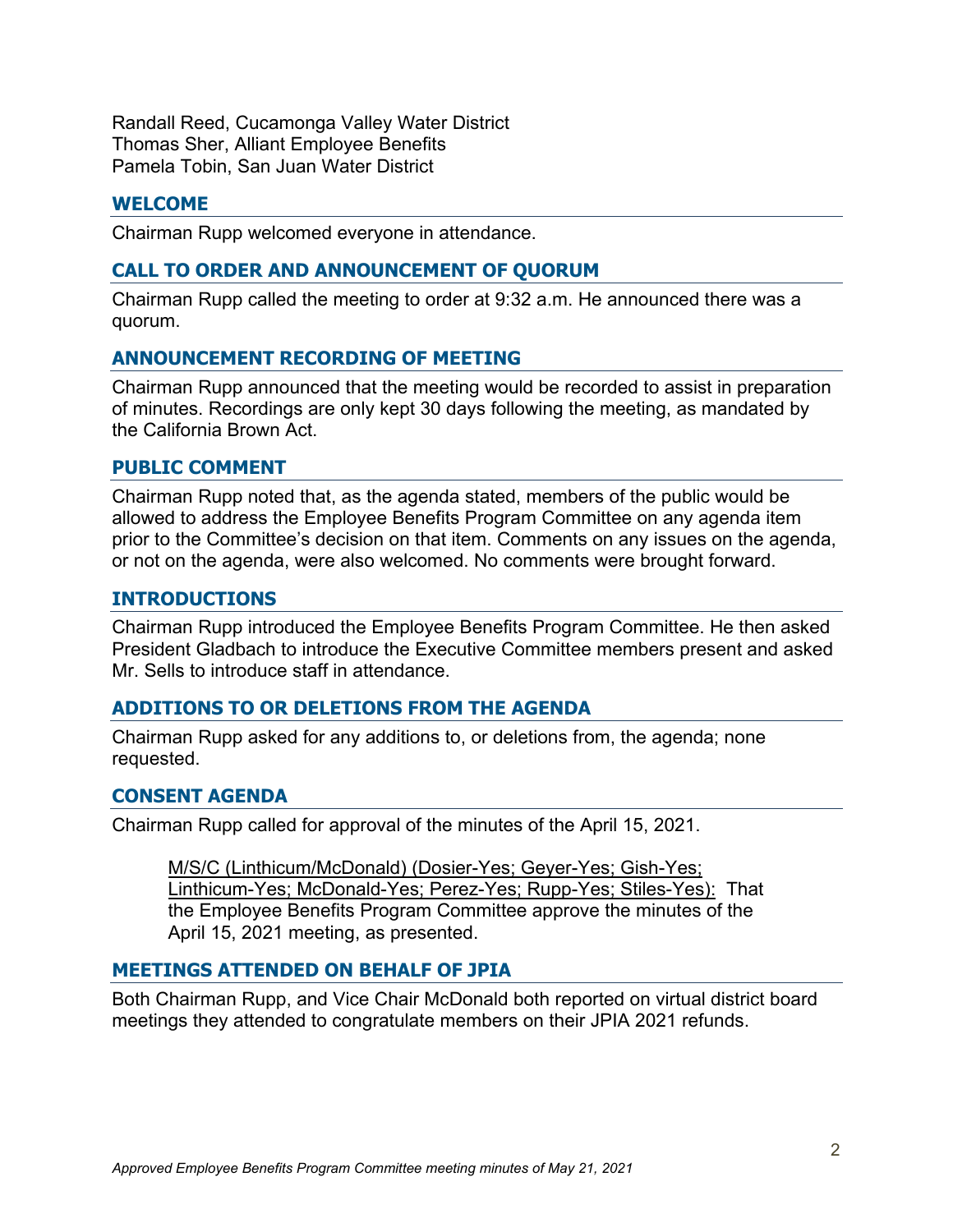Randall Reed, Cucamonga Valley Water District
Thomas Sher, Alliant Employee Benefits
Pamela Tobin, San Juan Water District

## WELCOME

Chairman Rupp welcomed everyone in attendance.

## CALL TO ORDER AND ANNOUNCEMENT OF QUORUM

Chairman Rupp called the meeting to order at 9:32 a.m. He announced there was a quorum.

## ANNOUNCEMENT RECORDING OF MEETING

Chairman Rupp announced that the meeting would be recorded to assist in preparation of minutes. Recordings are only kept 30 days following the meeting, as mandated by the California Brown Act.

## PUBLIC COMMENT

Chairman Rupp noted that, as the agenda stated, members of the public would be allowed to address the Employee Benefits Program Committee on any agenda item prior to the Committee's decision on that item. Comments on any issues on the agenda, or not on the agenda, were also welcomed. No comments were brought forward.

## INTRODUCTIONS

Chairman Rupp introduced the Employee Benefits Program Committee. He then asked President Gladbach to introduce the Executive Committee members present and asked Mr. Sells to introduce staff in attendance.

## ADDITIONS TO OR DELETIONS FROM THE AGENDA

Chairman Rupp asked for any additions to, or deletions from, the agenda; none requested.

## CONSENT AGENDA

Chairman Rupp called for approval of the minutes of the April 15, 2021.

> M/S/C (Linthicum/McDonald) (Dosier-Yes; Geyer-Yes; Gish-Yes; Linthicum-Yes; McDonald-Yes; Perez-Yes; Rupp-Yes; Stiles-Yes): That the Employee Benefits Program Committee approve the minutes of the April 15, 2021 meeting, as presented.

## MEETINGS ATTENDED ON BEHALF OF JPIA

Both Chairman Rupp, and Vice Chair McDonald both reported on virtual district board meetings they attended to congratulate members on their JPIA 2021 refunds.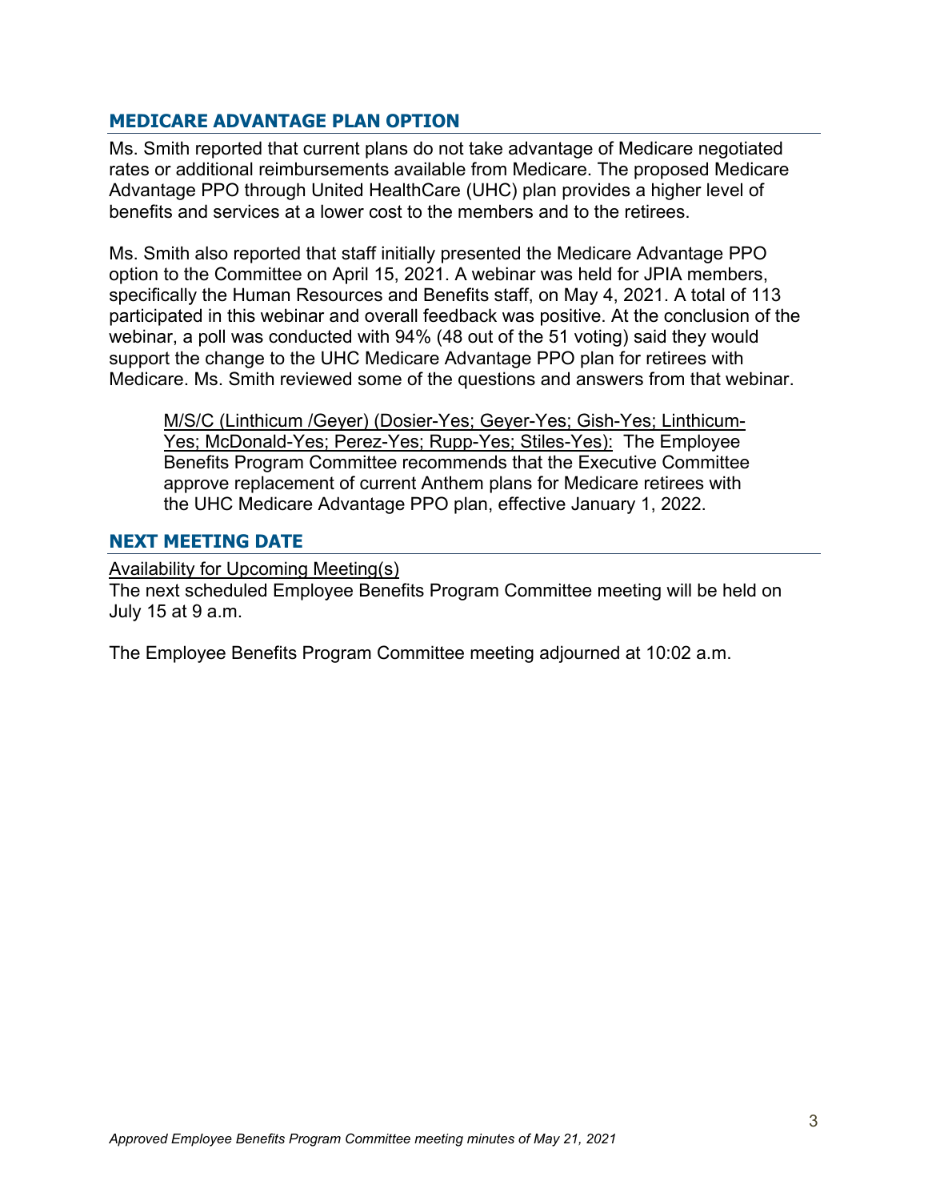## MEDICARE ADVANTAGE PLAN OPTION

Ms. Smith reported that current plans do not take advantage of Medicare negotiated rates or additional reimbursements available from Medicare. The proposed Medicare Advantage PPO through United HealthCare (UHC) plan provides a higher level of benefits and services at a lower cost to the members and to the retirees.

Ms. Smith also reported that staff initially presented the Medicare Advantage PPO option to the Committee on April 15, 2021. A webinar was held for JPIA members, specifically the Human Resources and Benefits staff, on May 4, 2021. A total of 113 participated in this webinar and overall feedback was positive. At the conclusion of the webinar, a poll was conducted with 94% (48 out of the 51 voting) said they would support the change to the UHC Medicare Advantage PPO plan for retirees with Medicare. Ms. Smith reviewed some of the questions and answers from that webinar.

> M/S/C (Linthicum /Geyer) (Dosier-Yes; Geyer-Yes; Gish-Yes; Linthicum-Yes; McDonald-Yes; Perez-Yes; Rupp-Yes; Stiles-Yes): The Employee Benefits Program Committee recommends that the Executive Committee approve replacement of current Anthem plans for Medicare retirees with the UHC Medicare Advantage PPO plan, effective January 1, 2022.

## NEXT MEETING DATE

Availability for Upcoming Meeting(s)

The next scheduled Employee Benefits Program Committee meeting will be held on July 15 at 9 a.m.

The Employee Benefits Program Committee meeting adjourned at 10:02 a.m.